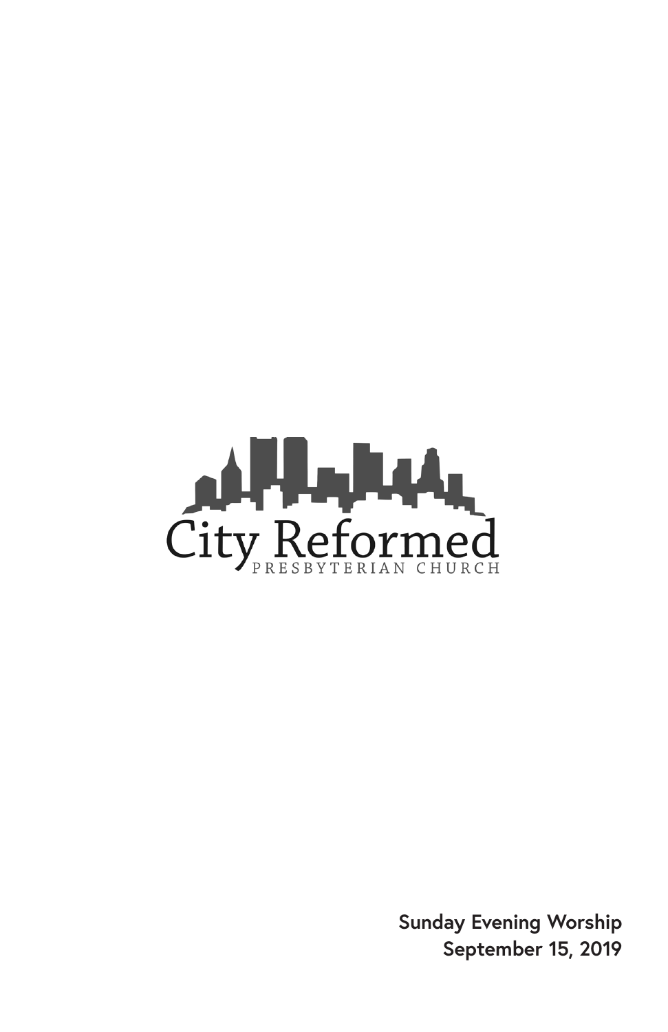City Reformed

PRESBYTERIAN CHURCH

**Sunday Evening Worship**
**September 15, 2019**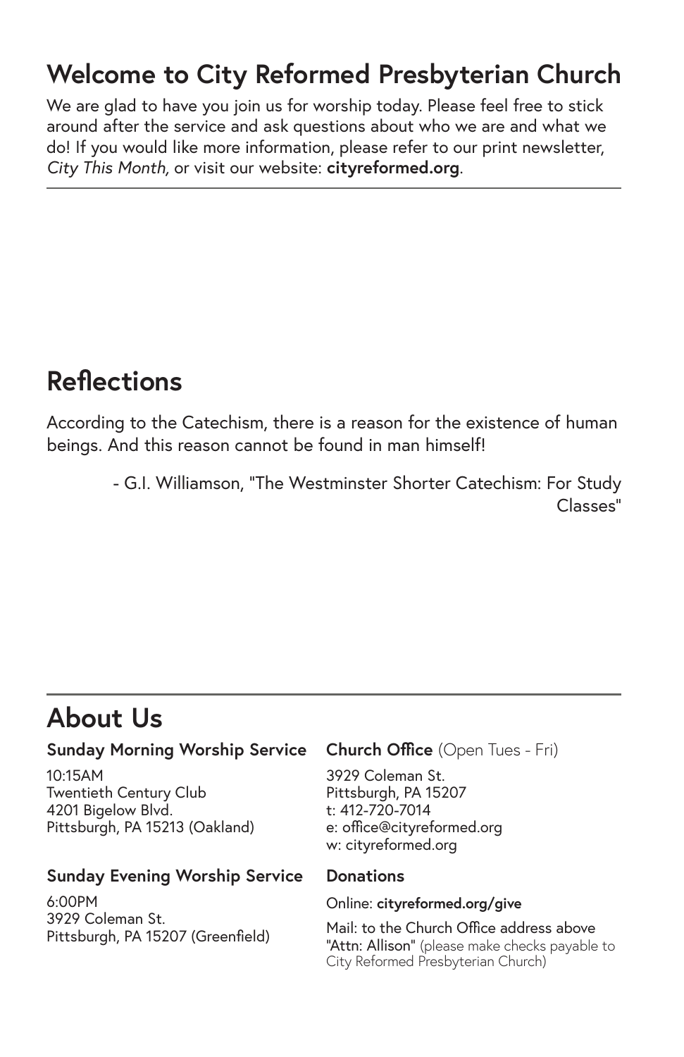# Welcome to City Reformed Presbyterian Church

We are glad to have you join us for worship today. Please feel free to stick around after the service and ask questions about who we are and what we do! If you would like more information, please refer to our print newsletter, *City This Month,* or visit our website: **cityreformed.org**.

# Reflections

According to the Catechism, there is a reason for the existence of human beings. And this reason cannot be found in man himself!

- G.I. Williamson, "The Westminster Shorter Catechism: For Study Classes"

# About Us

### Sunday Morning Worship Service

10:15AM
Twentieth Century Club
4201 Bigelow Blvd.
Pittsburgh, PA 15213 (Oakland)

### Sunday Evening Worship Service

6:00PM
3929 Coleman St.
Pittsburgh, PA 15207 (Greenfield)

### Church Office (Open Tues - Fri)

3929 Coleman St.
Pittsburgh, PA 15207
t: 412-720-7014
e: office@cityreformed.org
w: cityreformed.org

### Donations

Online: **cityreformed.org/give**

Mail: to the Church Office address above "Attn: Allison" (please make checks payable to City Reformed Presbyterian Church)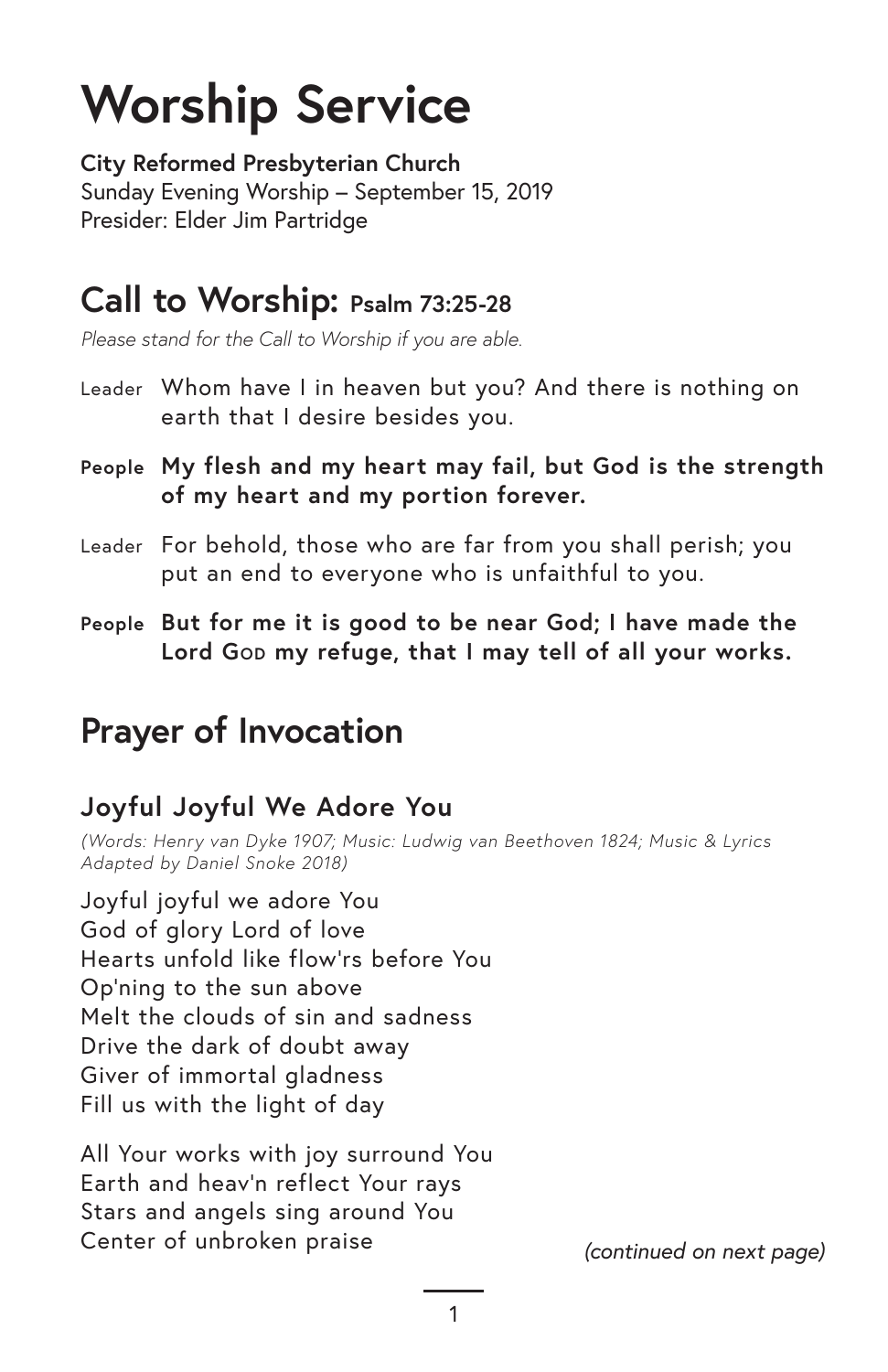# Worship Service

**City Reformed Presbyterian Church**
Sunday Evening Worship – September 15, 2019
Presider: Elder Jim Partridge

## Call to Worship: Psalm 73:25-28

*Please stand for the Call to Worship if you are able.*

Leader Whom have I in heaven but you? And there is nothing on earth that I desire besides you.

**People My flesh and my heart may fail, but God is the strength of my heart and my portion forever.**

Leader For behold, those who are far from you shall perish; you put an end to everyone who is unfaithful to you.

**People But for me it is good to be near God; I have made the Lord GOD my refuge, that I may tell of all your works.**

## Prayer of Invocation

### Joyful Joyful We Adore You

*(Words: Henry van Dyke 1907; Music: Ludwig van Beethoven 1824; Music & Lyrics Adapted by Daniel Snoke 2018)*

Joyful joyful we adore You
God of glory Lord of love
Hearts unfold like flow'rs before You
Op'ning to the sun above
Melt the clouds of sin and sadness
Drive the dark of doubt away
Giver of immortal gladness
Fill us with the light of day

All Your works with joy surround You
Earth and heav'n reflect Your rays
Stars and angels sing around You
Center of unbroken praise

*(continued on next page)*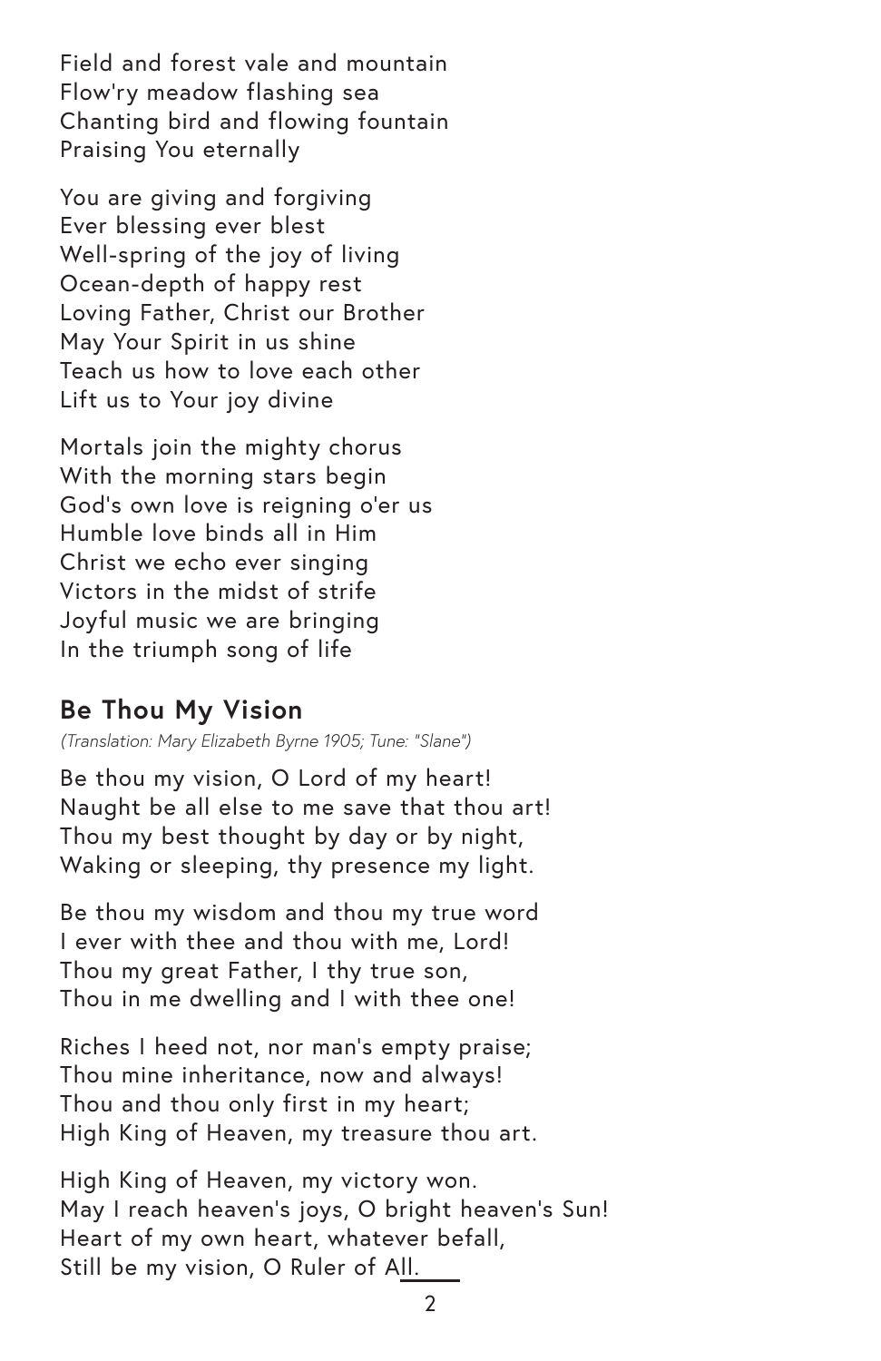Field and forest vale and mountain
Flow'ry meadow flashing sea
Chanting bird and flowing fountain
Praising You eternally

You are giving and forgiving
Ever blessing ever blest
Well-spring of the joy of living
Ocean-depth of happy rest
Loving Father, Christ our Brother
May Your Spirit in us shine
Teach us how to love each other
Lift us to Your joy divine

Mortals join the mighty chorus
With the morning stars begin
God's own love is reigning o'er us
Humble love binds all in Him
Christ we echo ever singing
Victors in the midst of strife
Joyful music we are bringing
In the triumph song of life

## Be Thou My Vision

*(Translation: Mary Elizabeth Byrne 1905; Tune: "Slane")*

Be thou my vision, O Lord of my heart!
Naught be all else to me save that thou art!
Thou my best thought by day or by night,
Waking or sleeping, thy presence my light.

Be thou my wisdom and thou my true word
I ever with thee and thou with me, Lord!
Thou my great Father, I thy true son,
Thou in me dwelling and I with thee one!

Riches I heed not, nor man's empty praise;
Thou mine inheritance, now and always!
Thou and thou only first in my heart;
High King of Heaven, my treasure thou art.

High King of Heaven, my victory won.
May I reach heaven's joys, O bright heaven's Sun!
Heart of my own heart, whatever befall,
Still be my vision, O Ruler of All.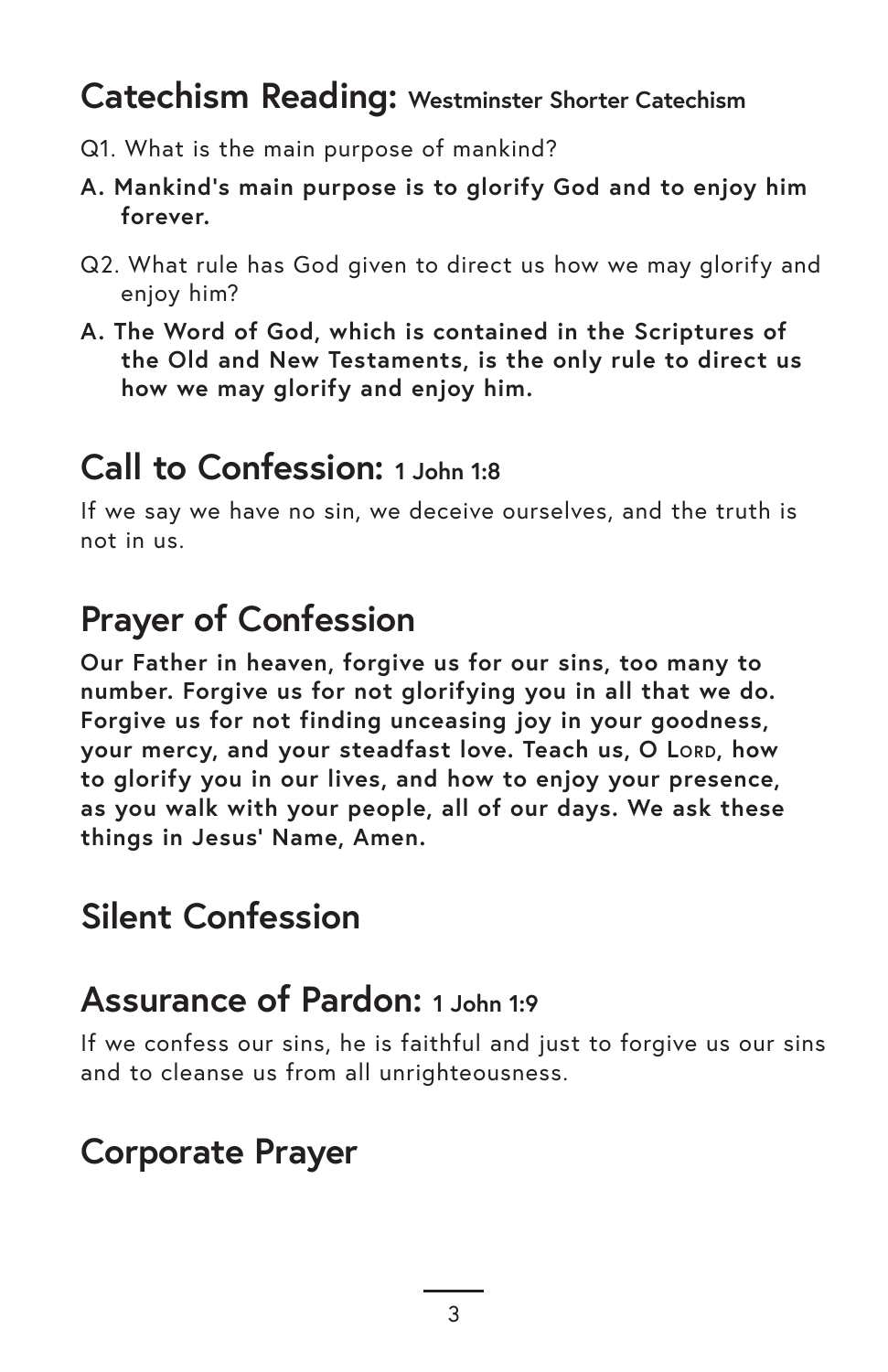## Catechism Reading: Westminster Shorter Catechism

Q1. What is the main purpose of mankind?

**A. Mankind's main purpose is to glorify God and to enjoy him forever.**

Q2. What rule has God given to direct us how we may glorify and enjoy him?

**A. The Word of God, which is contained in the Scriptures of the Old and New Testaments, is the only rule to direct us how we may glorify and enjoy him.**

## Call to Confession: 1 John 1:8

If we say we have no sin, we deceive ourselves, and the truth is not in us.

## Prayer of Confession

**Our Father in heaven, forgive us for our sins, too many to number. Forgive us for not glorifying you in all that we do. Forgive us for not finding unceasing joy in your goodness, your mercy, and your steadfast love. Teach us, O LORD, how to glorify you in our lives, and how to enjoy your presence, as you walk with your people, all of our days. We ask these things in Jesus' Name, Amen.**

## Silent Confession

## Assurance of Pardon: 1 John 1:9

If we confess our sins, he is faithful and just to forgive us our sins and to cleanse us from all unrighteousness.

## Corporate Prayer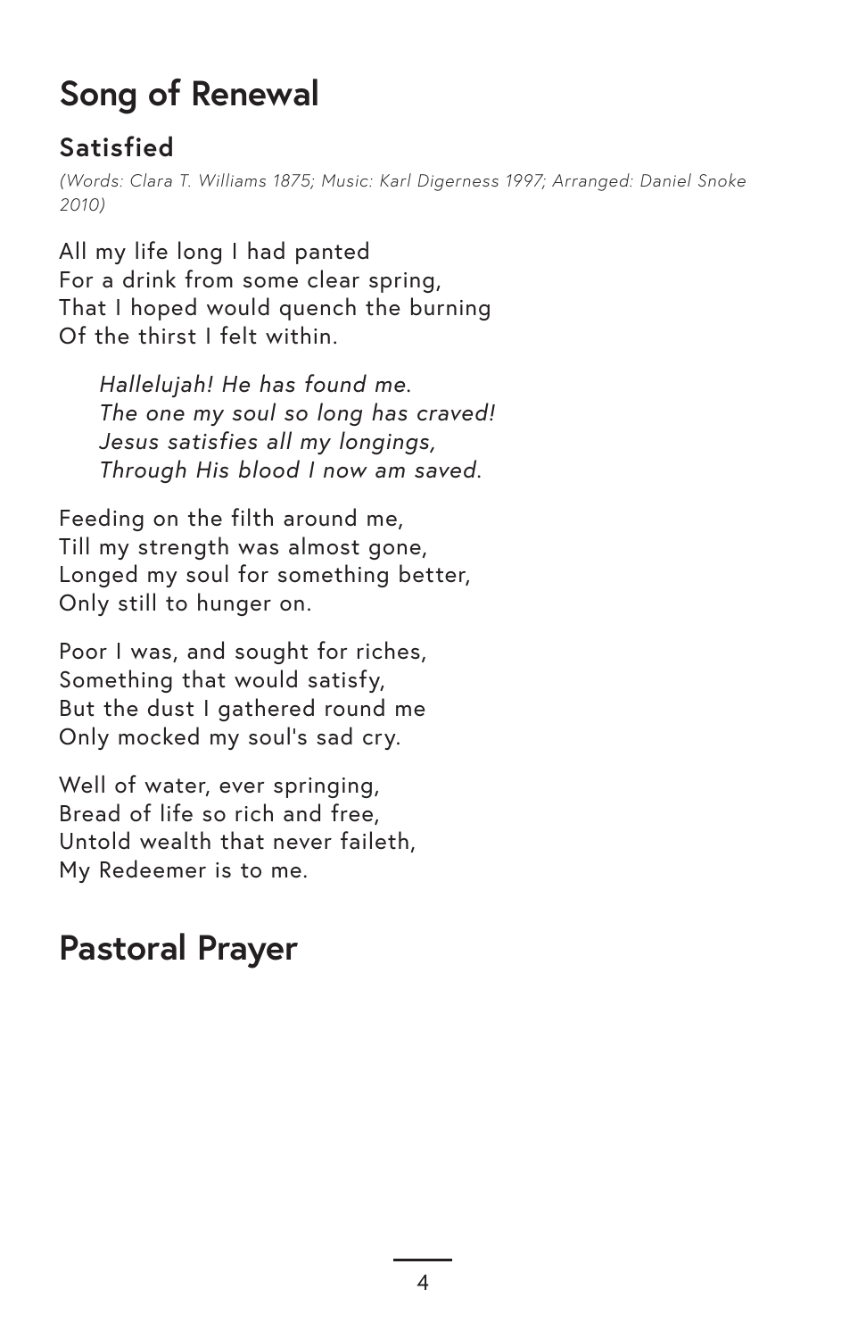# Song of Renewal

## Satisfied

*(Words: Clara T. Williams 1875; Music: Karl Digerness 1997; Arranged: Daniel Snoke 2010)*

All my life long I had panted
For a drink from some clear spring,
That I hoped would quench the burning
Of the thirst I felt within.

> *Hallelujah! He has found me.*
> *The one my soul so long has craved!*
> *Jesus satisfies all my longings,*
> *Through His blood I now am saved.*

Feeding on the filth around me,
Till my strength was almost gone,
Longed my soul for something better,
Only still to hunger on.

Poor I was, and sought for riches,
Something that would satisfy,
But the dust I gathered round me
Only mocked my soul's sad cry.

Well of water, ever springing,
Bread of life so rich and free,
Untold wealth that never faileth,
My Redeemer is to me.

# Pastoral Prayer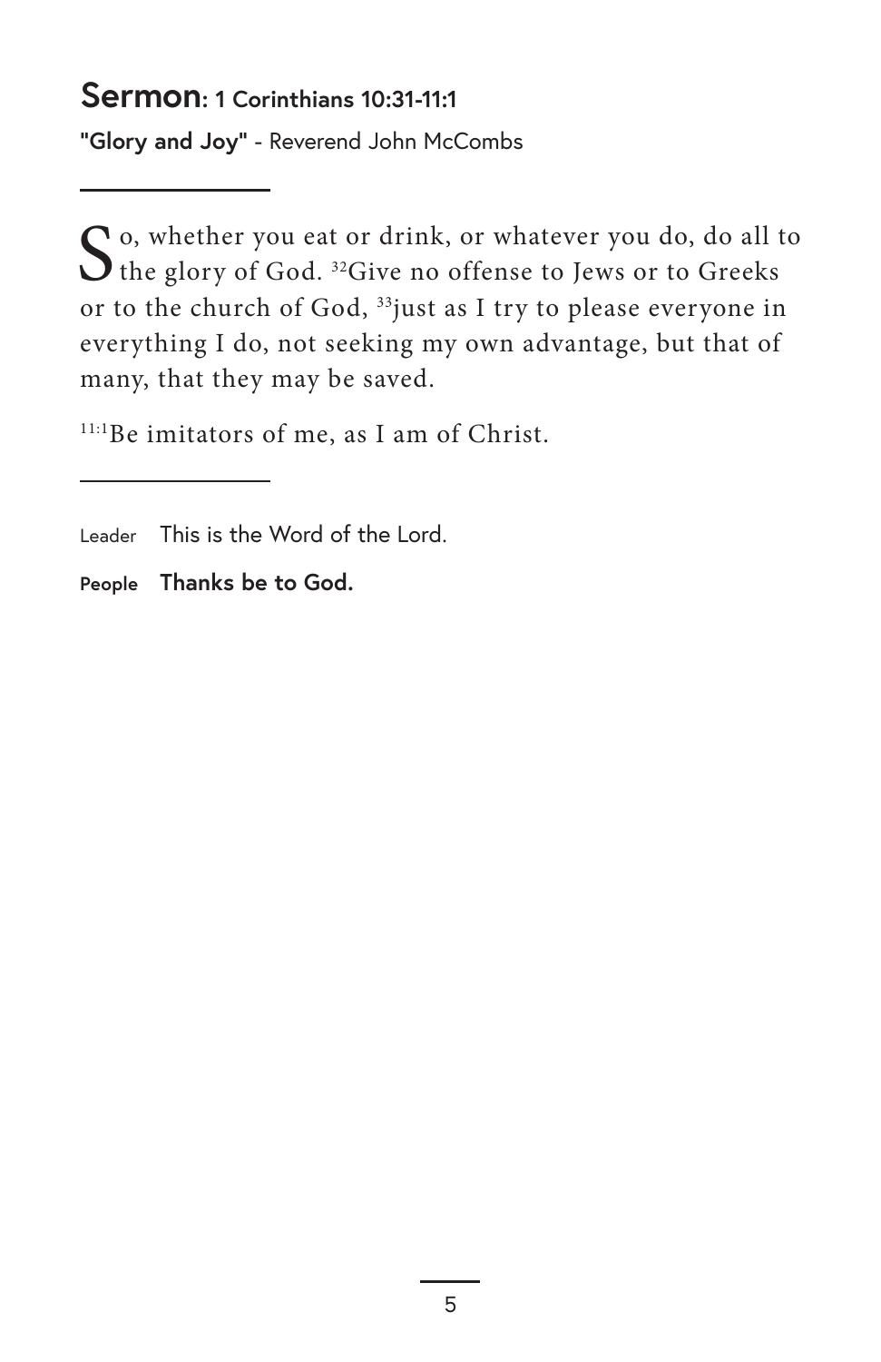## **Sermon**: 1 Corinthians 10:31-11:1

**"Glory and Joy"** - Reverend John McCombs

---

So, whether you eat or drink, or whatever you do, do all to the glory of God. [32]Give no offense to Jews or to Greeks or to the church of God, [33]just as I try to please everyone in everything I do, not seeking my own advantage, but that of many, that they may be saved.

[11:1]Be imitators of me, as I am of Christ.

---

Leader This is the Word of the Lord.

**People Thanks be to God.**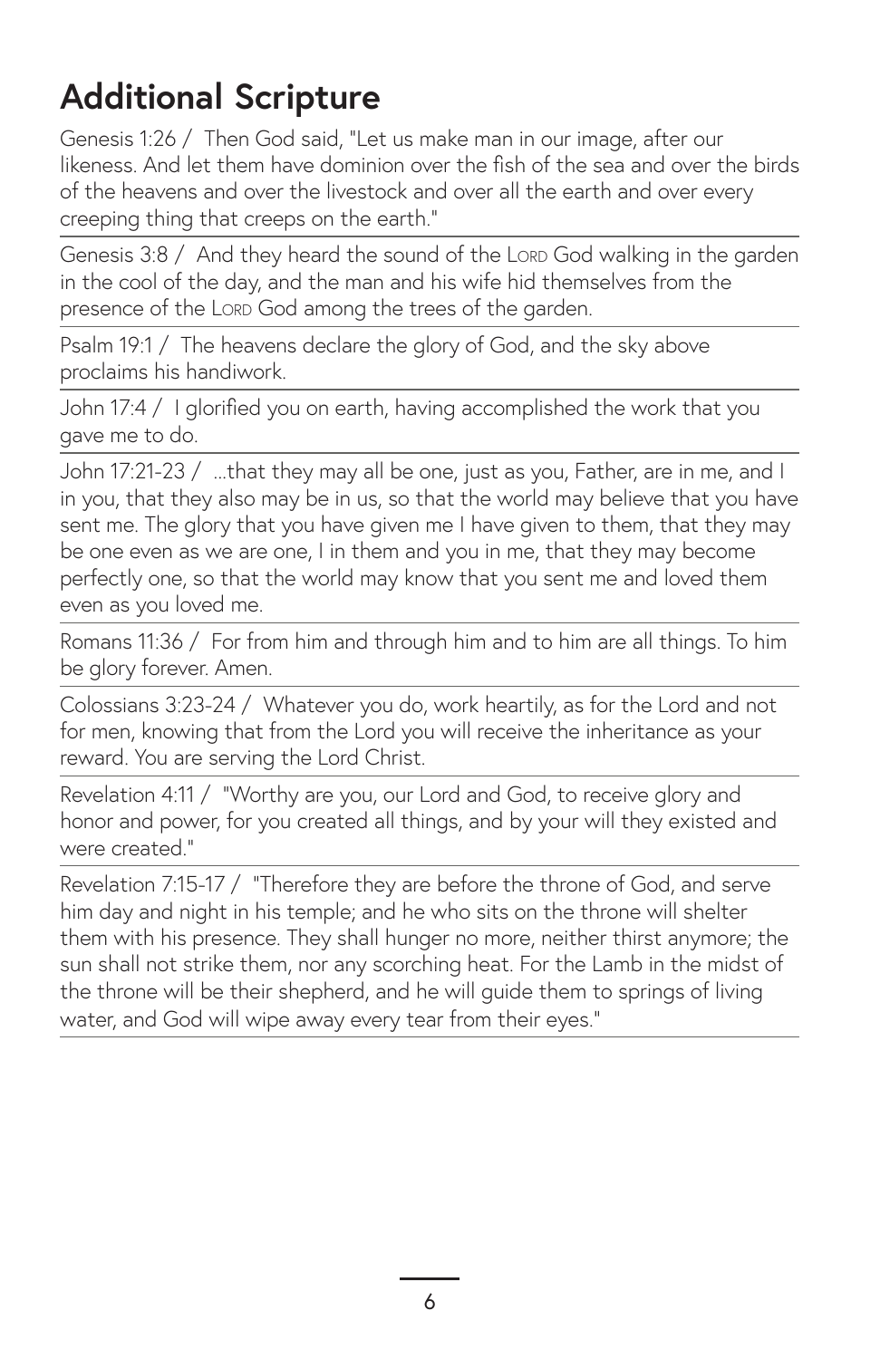# Additional Scripture

Genesis 1:26 / Then God said, "Let us make man in our image, after our likeness. And let them have dominion over the fish of the sea and over the birds of the heavens and over the livestock and over all the earth and over every creeping thing that creeps on the earth."

Genesis 3:8 / And they heard the sound of the LORD God walking in the garden in the cool of the day, and the man and his wife hid themselves from the presence of the LORD God among the trees of the garden.

Psalm 19:1 / The heavens declare the glory of God, and the sky above proclaims his handiwork.

John 17:4 / I glorified you on earth, having accomplished the work that you gave me to do.

John 17:21-23 / ...that they may all be one, just as you, Father, are in me, and I in you, that they also may be in us, so that the world may believe that you have sent me. The glory that you have given me I have given to them, that they may be one even as we are one, I in them and you in me, that they may become perfectly one, so that the world may know that you sent me and loved them even as you loved me.

Romans 11:36 / For from him and through him and to him are all things. To him be glory forever. Amen.

Colossians 3:23-24 / Whatever you do, work heartily, as for the Lord and not for men, knowing that from the Lord you will receive the inheritance as your reward. You are serving the Lord Christ.

Revelation 4:11 / "Worthy are you, our Lord and God, to receive glory and honor and power, for you created all things, and by your will they existed and were created."

Revelation 7:15-17 / "Therefore they are before the throne of God, and serve him day and night in his temple; and he who sits on the throne will shelter them with his presence. They shall hunger no more, neither thirst anymore; the sun shall not strike them, nor any scorching heat. For the Lamb in the midst of the throne will be their shepherd, and he will guide them to springs of living water, and God will wipe away every tear from their eyes."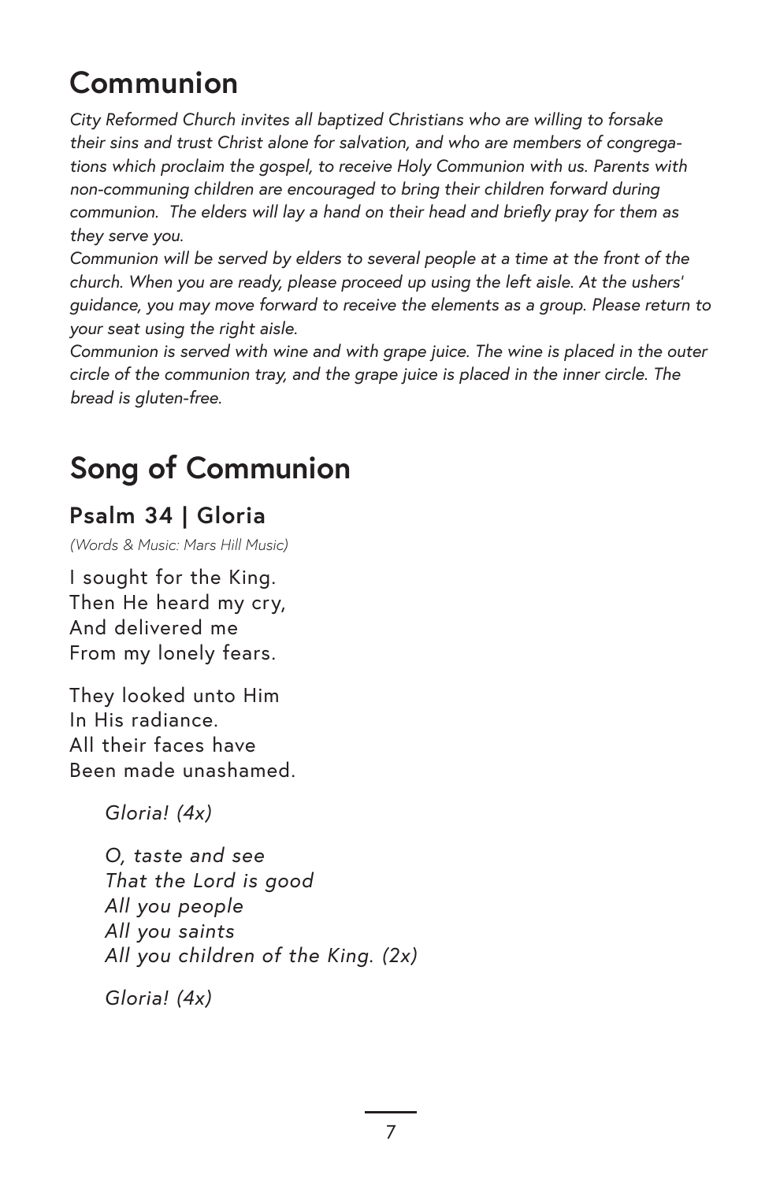# Communion

*City Reformed Church invites all baptized Christians who are willing to forsake their sins and trust Christ alone for salvation, and who are members of congregations which proclaim the gospel, to receive Holy Communion with us. Parents with non-communing children are encouraged to bring their children forward during communion. The elders will lay a hand on their head and briefly pray for them as they serve you.*

*Communion will be served by elders to several people at a time at the front of the church. When you are ready, please proceed up using the left aisle. At the ushers' guidance, you may move forward to receive the elements as a group. Please return to your seat using the right aisle.*

*Communion is served with wine and with grape juice. The wine is placed in the outer circle of the communion tray, and the grape juice is placed in the inner circle. The bread is gluten-free.*

# Song of Communion

## Psalm 34 | Gloria

*(Words & Music: Mars Hill Music)*

I sought for the King.
Then He heard my cry,
And delivered me
From my lonely fears.

They looked unto Him
In His radiance.
All their faces have
Been made unashamed.

> *Gloria! (4x)*
>
> *O, taste and see*
> *That the Lord is good*
> *All you people*
> *All you saints*
> *All you children of the King. (2x)*
>
> *Gloria! (4x)*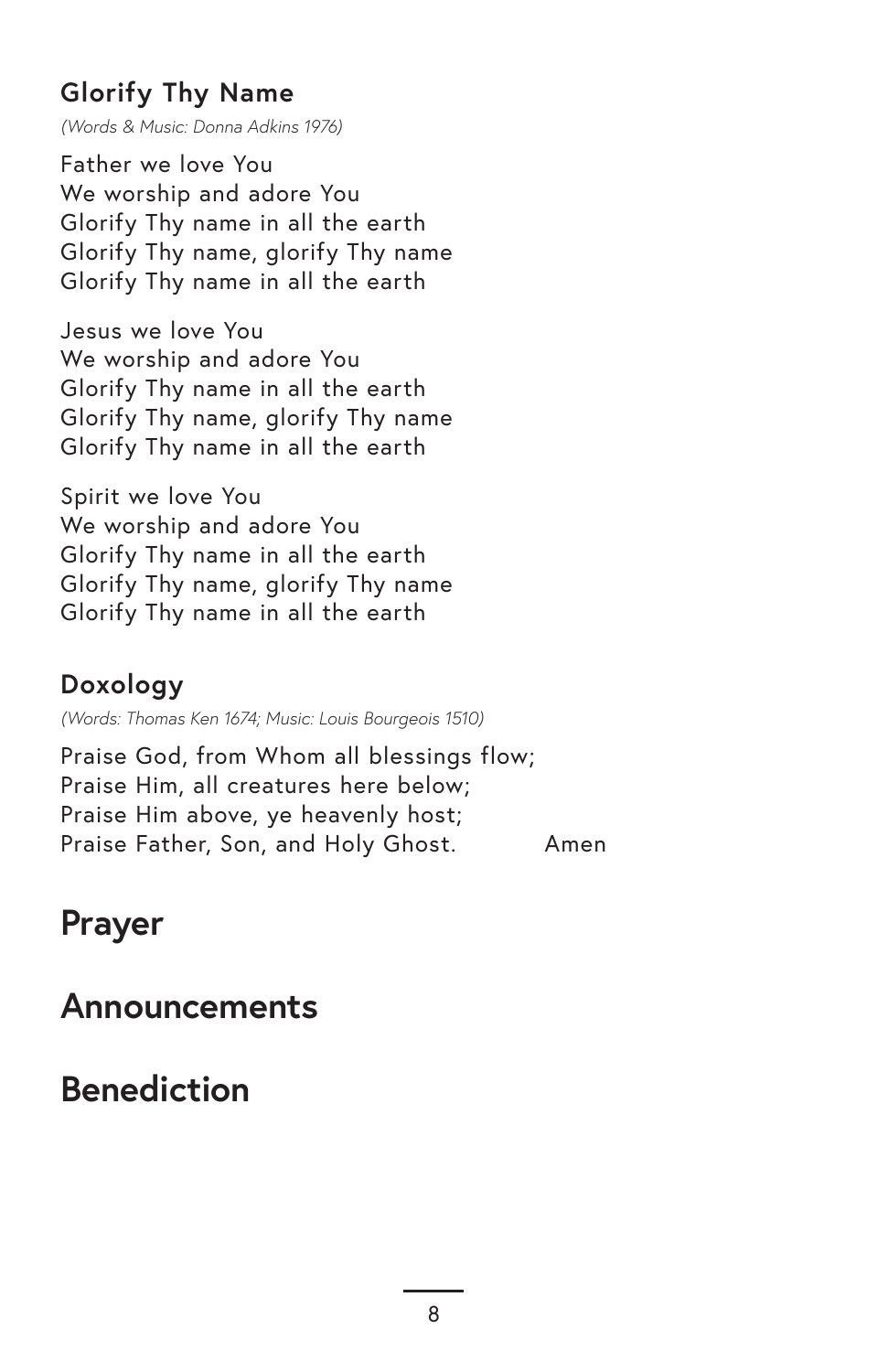### Glorify Thy Name

*(Words & Music: Donna Adkins 1976)*

Father we love You
We worship and adore You
Glorify Thy name in all the earth
Glorify Thy name, glorify Thy name
Glorify Thy name in all the earth

Jesus we love You
We worship and adore You
Glorify Thy name in all the earth
Glorify Thy name, glorify Thy name
Glorify Thy name in all the earth

Spirit we love You
We worship and adore You
Glorify Thy name in all the earth
Glorify Thy name, glorify Thy name
Glorify Thy name in all the earth

### Doxology

*(Words: Thomas Ken 1674; Music: Louis Bourgeois 1510)*

Praise God, from Whom all blessings flow;
Praise Him, all creatures here below;
Praise Him above, ye heavenly host;
Praise Father, Son, and Holy Ghost. Amen

## Prayer

## Announcements

## Benediction